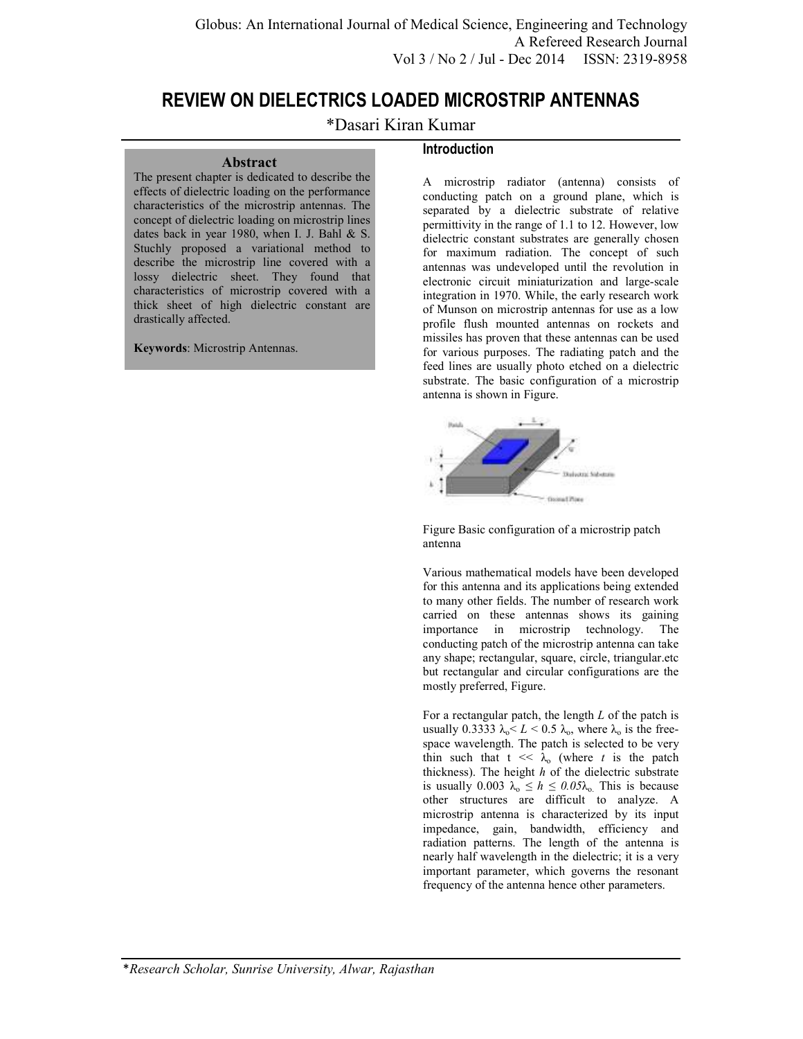# REVIEW ON DIELECTRICS LOADED MICROSTRIP ANTENNAS

*Dasari Kiran Kumar

## Abstract

The present chapter is dedicated to describe the effects of dielectric loading on the performance characteristics of the microstrip antennas. The concept of dielectric loading on microstrip lines dates back in year 1980, when I. J. Bahl & S. Stuchly proposed a variational method to describe the microstrip line covered with a lossy dielectric sheet. They found that characteristics of microstrip covered with a thick sheet of high dielectric constant are drastically affected.

**Keywords**: Microstrip Antennas.

## Introduction

A microstrip radiator (antenna) consists of conducting patch on a ground plane, which is separated by a dielectric substrate of relative permittivity in the range of 1.1 to 12. However, low dielectric constant substrates are generally chosen for maximum radiation. The concept of such antennas was undeveloped until the revolution in electronic circuit miniaturization and large-scale integration in 1970. While, the early research work of Munson on microstrip antennas for use as a low profile flush mounted antennas on rockets and missiles has proven that these antennas can be used for various purposes. The radiating patch and the feed lines are usually photo etched on a dielectric substrate. The basic configuration of a microstrip antenna is shown in Figure.

Figure Basic configuration of a microstrip patch antenna

Various mathematical models have been developed for this antenna and its applications being extended to many other fields. The number of research work carried on these antennas shows its gaining importance in microstrip technology. The conducting patch of the microstrip antenna can take any shape; rectangular, square, circle, triangular.etc but rectangular and circular configurations are the mostly preferred, Figure.

For a rectangular patch, the length $L$ of the patch is usually $0.3333\ \lambda_o < L < 0.5\ \lambda_o$, where $\lambda_o$ is the free-space wavelength. The patch is selected to be very thin such that $t \ll \lambda_o$ (where $t$ is the patch thickness). The height $h$ of the dielectric substrate is usually $0.003\ \lambda_o \leq h \leq 0.05\lambda_o$. This is because other structures are difficult to analyze. A microstrip antenna is characterized by its input impedance, gain, bandwidth, efficiency and radiation patterns. The length of the antenna is nearly half wavelength in the dielectric; it is a very important parameter, which governs the resonant frequency of the antenna hence other parameters.

*Research Scholar, Sunrise University, Alwar, Rajasthan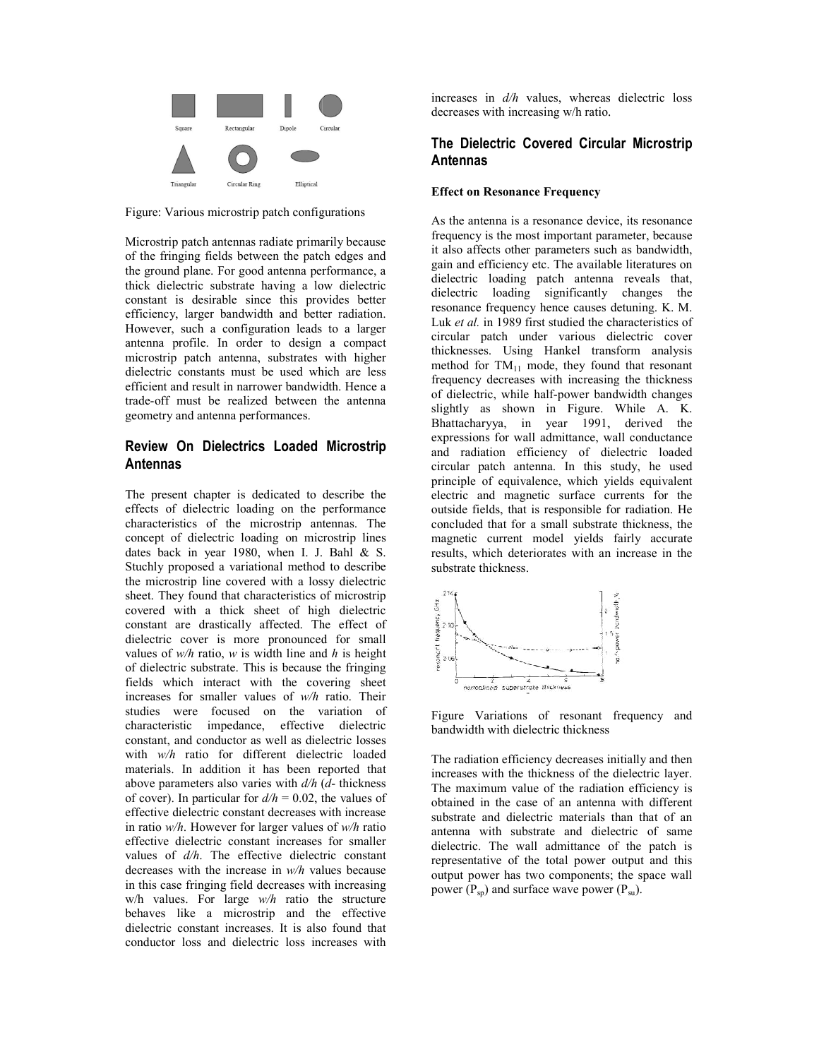Figure: Various microstrip patch configurations

Microstrip patch antennas radiate primarily because of the fringing fields between the patch edges and the ground plane. For good antenna performance, a thick dielectric substrate having a low dielectric constant is desirable since this provides better efficiency, larger bandwidth and better radiation. However, such a configuration leads to a larger antenna profile. In order to design a compact microstrip patch antenna, substrates with higher dielectric constants must be used which are less efficient and result in narrower bandwidth. Hence a trade-off must be realized between the antenna geometry and antenna performances.

## Review On Dielectrics Loaded Microstrip Antennas

The present chapter is dedicated to describe the effects of dielectric loading on the performance characteristics of the microstrip antennas. The concept of dielectric loading on microstrip lines dates back in year 1980, when I. J. Bahl & S. Stuchly proposed a variational method to describe the microstrip line covered with a lossy dielectric sheet. They found that characteristics of microstrip covered with a thick sheet of high dielectric constant are drastically affected. The effect of dielectric cover is more pronounced for small values of *w/h* ratio, *w* is width line and *h* is height of dielectric substrate. This is because the fringing fields which interact with the covering sheet increases for smaller values of *w/h* ratio. Their studies were focused on the variation of characteristic impedance, effective dielectric constant, and conductor as well as dielectric losses with *w/h* ratio for different dielectric loaded materials. In addition it has been reported that above parameters also varies with *d/h* (*d*- thickness of cover). In particular for *d/h* = 0.02, the values of effective dielectric constant decreases with increase in ratio *w/h*. However for larger values of *w/h* ratio effective dielectric constant increases for smaller values of *d/h*. The effective dielectric constant decreases with the increase in *w/h* values because in this case fringing field decreases with increasing w/h values. For large *w/h* ratio the structure behaves like a microstrip and the effective dielectric constant increases. It is also found that conductor loss and dielectric loss increases with increases in *d/h* values, whereas dielectric loss decreases with increasing w/h ratio.

## The Dielectric Covered Circular Microstrip Antennas

### Effect on Resonance Frequency

As the antenna is a resonance device, its resonance frequency is the most important parameter, because it also affects other parameters such as bandwidth, gain and efficiency etc. The available literatures on dielectric loading patch antenna reveals that, dielectric loading significantly changes the resonance frequency hence causes detuning. K. M. Luk *et al.* in 1989 first studied the characteristics of circular patch under various dielectric cover thicknesses. Using Hankel transform analysis method for $TM_{11}$ mode, they found that resonant frequency decreases with increasing the thickness of dielectric, while half-power bandwidth changes slightly as shown in Figure. While A. K. Bhattacharyya, in year 1991, derived the expressions for wall admittance, wall conductance and radiation efficiency of dielectric loaded circular patch antenna. In this study, he used principle of equivalence, which yields equivalent electric and magnetic surface currents for the outside fields, that is responsible for radiation. He concluded that for a small substrate thickness, the magnetic current model yields fairly accurate results, which deteriorates with an increase in the substrate thickness.

Figure Variations of resonant frequency and bandwidth with dielectric thickness

The radiation efficiency decreases initially and then increases with the thickness of the dielectric layer. The maximum value of the radiation efficiency is obtained in the case of an antenna with different substrate and dielectric materials than that of an antenna with substrate and dielectric of same dielectric. The wall admittance of the patch is representative of the total power output and this output power has two components; the space wall power ($P_{sp}$) and surface wave power ($P_{su}$).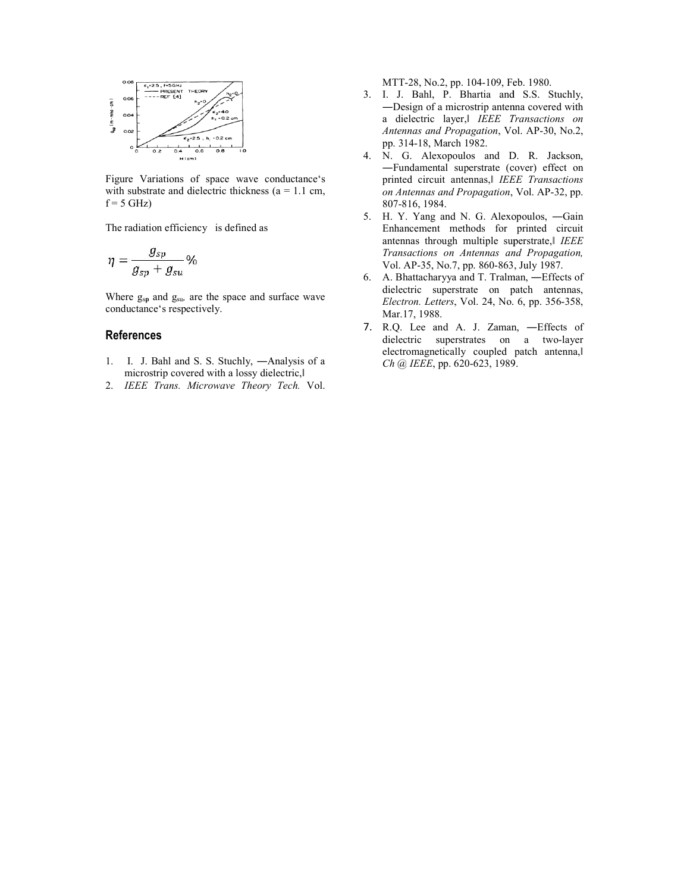0.08
$\epsilon_1$=2.5, f=5GHz
——— PRESENT THEORY
- - - - REF [4]
0.06
$h_2$=0
$h_2$=0
0.04
$\epsilon_2$=4.0
$h_1$=0.2 cm
0.02
$\epsilon_2$=2.5, $h_1$=0.2 cm
0
0 0.2 0.4 0.6 0.8 1.0
H (cm)
$g_{sp}$ (m-mho-cm)

Figure Variations of space wave conductance's with substrate and dielectric thickness (a = 1.1 cm, f = 5 GHz)

The radiation efficiency is defined as

$$\eta = \frac{g_{sp}}{g_{sp} + g_{su}} \%$$

Where $g_{sp}$ and $g_{su}$, are the space and surface wave conductance's respectively.

## References

1. I. J. Bahl and S. S. Stuchly, ―Analysis of a microstrip covered with a lossy dielectric,‖
2. *IEEE Trans. Microwave Theory Tech.* Vol. MTT-28, No.2, pp. 104-109, Feb. 1980.
3. I. J. Bahl, P. Bhartia and S.S. Stuchly, ―Design of a microstrip antenna covered with a dielectric layer,‖ *IEEE Transactions on Antennas and Propagation*, Vol. AP-30, No.2, pp. 314-18, March 1982.
4. N. G. Alexopoulos and D. R. Jackson, ―Fundamental superstrate (cover) effect on printed circuit antennas,‖ *IEEE Transactions on Antennas and Propagation*, Vol. AP-32, pp. 807-816, 1984.
5. H. Y. Yang and N. G. Alexopoulos, ―Gain Enhancement methods for printed circuit antennas through multiple superstrate,‖ *IEEE Transactions on Antennas and Propagation,* Vol. AP-35, No.7, pp. 860-863, July 1987.
6. A. Bhattacharyya and T. Tralman, ―Effects of dielectric superstrate on patch antennas, *Electron. Letters*, Vol. 24, No. 6, pp. 356-358, Mar.17, 1988.
7. R.Q. Lee and A. J. Zaman, ―Effects of dielectric superstrates on a two-layer electromagnetically coupled patch antenna,‖ *Ch @ IEEE*, pp. 620-623, 1989.